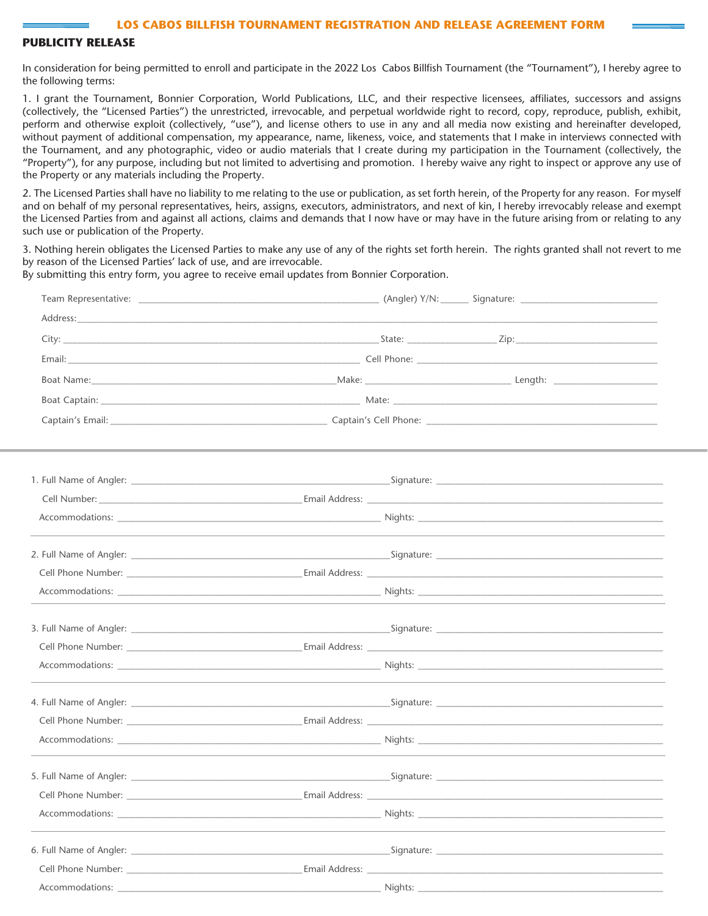# LOS CABOS BILLFISH TOURNAMENT REGISTRATION AND RELEASE AGREEMENT FORM

## PUBLICITY RELEASE

In consideration for being permitted to enroll and participate in the 2022 Los Cabos Billfish Tournament (the "Tournament"), I hereby agree to the following terms:

1. I grant the Tournament, Bonnier Corporation, World Publications, LLC, and their respective licensees, affiliates, successors and assigns (collectively, the "Licensed Parties") the unrestricted, irrevocable, and perpetual worldwide right to record, copy, reproduce, publish, exhibit, perform and otherwise exploit (collectively, "use"), and license others to use in any and all media now existing and hereinafter developed, without payment of additional compensation, my appearance, name, likeness, voice, and statements that I make in interviews connected with the Tournament, and any photographic, video or audio materials that I create during my participation in the Tournament (collectively, the "Property"), for any purpose, including but not limited to advertising and promotion. I hereby waive any right to inspect or approve any use of the Property or any materials including the Property.

2. The Licensed Parties shall have no liability to me relating to the use or publication, as set forth herein, of the Property for any reason. For myself and on behalf of my personal representatives, heirs, assigns, executors, administrators, and next of kin, I hereby irrevocably release and exempt the Licensed Parties from and against all actions, claims and demands that I now have or may have in the future arising from or relating to any such use or publication of the Property.

3. Nothing herein obligates the Licensed Parties to make any use of any of the rights set forth herein. The rights granted shall not revert to me by reason of the Licensed Parties' lack of use, and are irrevocable.

By submitting this entry form, you agree to receive email updates from Bonnier Corporation.

Team Representative: ______________________ (Angler) Y/N: ______ Signature: ______________________

Address: ______________________________________________

City: ______________________ State: ____________ Zip: ____________

Email: ______________________ Cell Phone: ______________________

Boat Name: ______________________ Make: ______________________ Length: ____________

Boat Captain: ______________________ Mate: ______________________

Captain's Email: ______________________ Captain's Cell Phone: ______________________

---

1. Full Name of Angler: ______________________ Signature: ______________________
   Cell Number: ______________________ Email Address: ______________________
   Accommodations: ______________________ Nights: ______________________

2. Full Name of Angler: ______________________ Signature: ______________________
   Cell Phone Number: ______________________ Email Address: ______________________
   Accommodations: ______________________ Nights: ______________________

3. Full Name of Angler: ______________________ Signature: ______________________
   Cell Phone Number: ______________________ Email Address: ______________________
   Accommodations: ______________________ Nights: ______________________

4. Full Name of Angler: ______________________ Signature: ______________________
   Cell Phone Number: ______________________ Email Address: ______________________
   Accommodations: ______________________ Nights: ______________________

5. Full Name of Angler: ______________________ Signature: ______________________
   Cell Phone Number: ______________________ Email Address: ______________________
   Accommodations: ______________________ Nights: ______________________

6. Full Name of Angler: ______________________ Signature: ______________________
   Cell Phone Number: ______________________ Email Address: ______________________
   Accommodations: ______________________ Nights: ______________________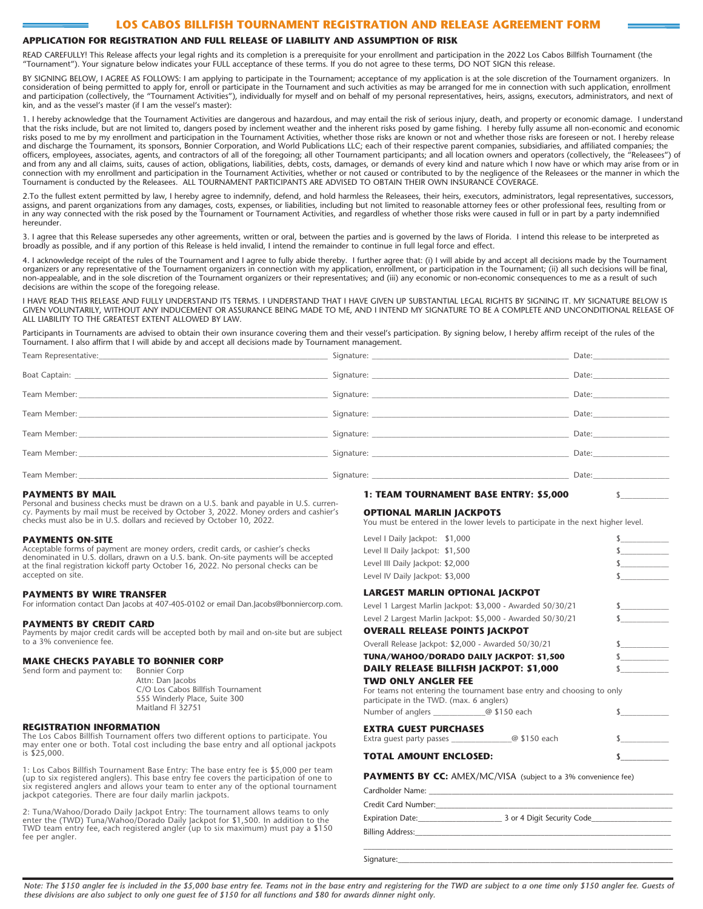# LOS CABOS BILLFISH TOURNAMENT REGISTRATION AND RELEASE AGREEMENT FORM

## APPLICATION FOR REGISTRATION AND FULL RELEASE OF LIABILITY AND ASSUMPTION OF RISK

READ CAREFULLY! This Release affects your legal rights and its completion is a prerequisite for your enrollment and participation in the 2022 Los Cabos Billfish Tournament (the "Tournament"). Your signature below indicates your FULL acceptance of these terms. If you do not agree to these terms, DO NOT SIGN this release.

BY SIGNING BELOW, I AGREE AS FOLLOWS: I am applying to participate in the Tournament; acceptance of my application is at the sole discretion of the Tournament organizers. In consideration of being permitted to apply for, enroll or participate in the Tournament and such activities as may be arranged for me in connection with such application, enrollment and participation (collectively, the "Tournament Activities"), individually for myself and on behalf of my personal representatives, heirs, assigns, executors, administrators, and next of kin, and as the vessel's master (if I am the vessel's master):

1. I hereby acknowledge that the Tournament Activities are dangerous and hazardous, and may entail the risk of serious injury, death, and property or economic damage. I understand that the risks include, but are not limited to, dangers posed by inclement weather and the inherent risks posed by game fishing. I hereby fully assume all non-economic and economic risks posed to me by my enrollment and participation in the Tournament Activities, whether those risks are known or not and whether those risks are foreseen or not. I hereby release and discharge the Tournament, its sponsors, Bonnier Corporation, and World Publications LLC; each of their respective parent companies, subsidiaries, and affiliated companies; the officers, employees, associates, agents, and contractors of all of the foregoing; all other Tournament participants; and all location owners and operators (collectively, the "Releasees") of and from any and all claims, suits, causes of action, obligations, liabilities, debts, costs, damages, or demands of every kind and nature which I now have or which may arise from or in connection with my enrollment and participation in the Tournament Activities, whether or not caused or contributed to by the negligence of the Releasees or the manner in which the Tournament is conducted by the Releasees. ALL TOURNAMENT PARTICIPANTS ARE ADVISED TO OBTAIN THEIR OWN INSURANCE COVERAGE.

2.To the fullest extent permitted by law, I hereby agree to indemnify, defend, and hold harmless the Releasees, their heirs, executors, administrators, legal representatives, successors, assigns, and parent organizations from any damages, costs, expenses, or liabilities, including but not limited to reasonable attorney fees or other professional fees, resulting from or in any way connected with the risk posed by the Tournament or Tournament Activities, and regardless of whether those risks were caused in full or in part by a party indemnified hereunder.

3. I agree that this Release supersedes any other agreements, written or oral, between the parties and is governed by the laws of Florida. I intend this release to be interpreted as broadly as possible, and if any portion of this Release is held invalid, I intend the remainder to continue in full legal force and effect.

4. I acknowledge receipt of the rules of the Tournament and I agree to fully abide thereby. I further agree that: (i) I will abide by and accept all decisions made by the Tournament organizers or any representative of the Tournament organizers in connection with my application, enrollment, or participation in the Tournament; (ii) all such decisions will be final, non-appealable, and in the sole discretion of the Tournament organizers or their representatives; and (iii) any economic or non-economic consequences to me as a result of such decisions are within the scope of the foregoing release.

I HAVE READ THIS RELEASE AND FULLY UNDERSTAND ITS TERMS. I UNDERSTAND THAT I HAVE GIVEN UP SUBSTANTIAL LEGAL RIGHTS BY SIGNING IT. MY SIGNATURE BELOW IS GIVEN VOLUNTARILY, WITHOUT ANY INDUCEMENT OR ASSURANCE BEING MADE TO ME, AND I INTEND MY SIGNATURE TO BE A COMPLETE AND UNCONDITIONAL RELEASE OF ALL LIABILITY TO THE GREATEST EXTENT ALLOWED BY LAW.

Participants in Tournaments are advised to obtain their own insurance covering them and their vessel's participation. By signing below, I hereby affirm receipt of the rules of the Tournament. I also affirm that I will abide by and accept all decisions made by Tournament management.

Team Representative:______________________ Signature: ______________________ Date:__________

Boat Captain: ______________________ Signature: ______________________ Date:__________

Team Member:______________________ Signature: ______________________ Date:__________

Team Member:______________________ Signature: ______________________ Date:__________

Team Member:______________________ Signature: ______________________ Date:__________

Team Member:______________________ Signature: ______________________ Date:__________

Team Member:______________________ Signature: ______________________ Date:__________

### PAYMENTS BY MAIL
Personal and business checks must be drawn on a U.S. bank and payable in U.S. currency. Payments by mail must be received by October 3, 2022. Money orders and cashier's checks must also be in U.S. dollars and recieved by October 10, 2022.

### PAYMENTS ON-SITE
Acceptable forms of payment are money orders, credit cards, or cashier's checks denominated in U.S. dollars, drawn on a U.S. bank. On-site payments will be accepted at the final registration kickoff party October 16, 2022. No personal checks can be accepted on site.

### PAYMENTS BY WIRE TRANSFER
For information contact Dan Jacobs at 407-405-0102 or email Dan.Jacobs@bonniercorp.com.

### PAYMENTS BY CREDIT CARD
Payments by major credit cards will be accepted both by mail and on-site but are subject to a 3% convenience fee.

### MAKE CHECKS PAYABLE TO BONNIER CORP
Send form and payment to: Bonnier Corp
Attn: Dan Jacobs
C/O Los Cabos Billfish Tournament
555 Winderly Place, Suite 300
Maitland Fl 32751

### REGISTRATION INFORMATION
The Los Cabos Billfish Tournament offers two different options to participate. You may enter one or both. Total cost including the base entry and all optional jackpots is $25,000.

1: Los Cabos Billfish Tournament Base Entry: The base entry fee is $5,000 per team (up to six registered anglers). This base entry fee covers the participation of one to six registered anglers and allows your team to enter any of the optional tournament jackpot categories. There are four daily marlin jackpots.

2: Tuna/Wahoo/Dorado Daily Jackpot Entry: The tournament allows teams to only enter the (TWD) Tuna/Wahoo/Dorado Daily Jackpot for $1,500. In addition to the TWD team entry fee, each registered angler (up to six maximum) must pay a $150 fee per angler.

### 1: TEAM TOURNAMENT BASE ENTRY: $5,000 $__________

### OPTIONAL MARLIN JACKPOTS
You must be entered in the lower levels to participate in the next higher level.

Level I Daily Jackpot: $1,000 $__________
Level II Daily Jackpot: $1,500 $__________
Level III Daily Jackpot: $2,000 $__________
Level IV Daily Jackpot: $3,000 $__________

### LARGEST MARLIN OPTIONAL JACKPOT
Level 1 Largest Marlin Jackpot: $3,000 - Awarded 50/30/21 $__________
Level 2 Largest Marlin Jackpot: $5,000 - Awarded 50/30/21 $__________

### OVERALL RELEASE POINTS JACKPOT
Overall Release Jackpot: $2,000 - Awarded 50/30/21 $__________

**TUNA/WAHOO/DORADO DAILY JACKPOT: $1,500** $__________

**DAILY RELEASE BILLFISH JACKPOT: $1,000** $__________

### TWD ONLY ANGLER FEE
For teams not entering the tournament base entry and choosing to only participate in the TWD. (max. 6 anglers)
Number of anglers __________@ $150 each $__________

### EXTRA GUEST PURCHASES
Extra guest party passes __________@ $150 each $__________

### TOTAL AMOUNT ENCLOSED: $__________

**PAYMENTS BY CC:** AMEX/MC/VISA (subject to a 3% convenience fee)

Cardholder Name: ______________________
Credit Card Number:______________________
Expiration Date:__________ 3 or 4 Digit Security Code__________
Billing Address:______________________
______________________
Signature:______________________

*Note: The $150 angler fee is included in the $5,000 base entry fee. Teams not in the base entry and registering for the TWD are subject to a one time only $150 angler fee. Guests of these divisions are also subject to only one guest fee of $150 for all functions and $80 for awards dinner night only.*